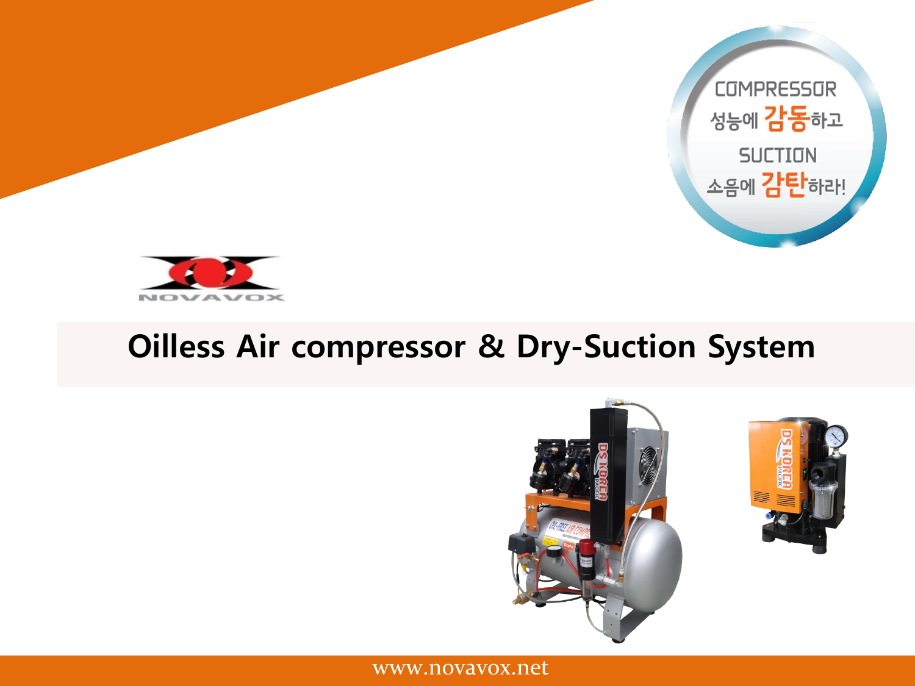COMPRESSOR
성능에 감동하고
SUCTION
소음에 감탄하라!

NOVAVOX

# Oilless Air compressor & Dry-Suction System

www.novavox.net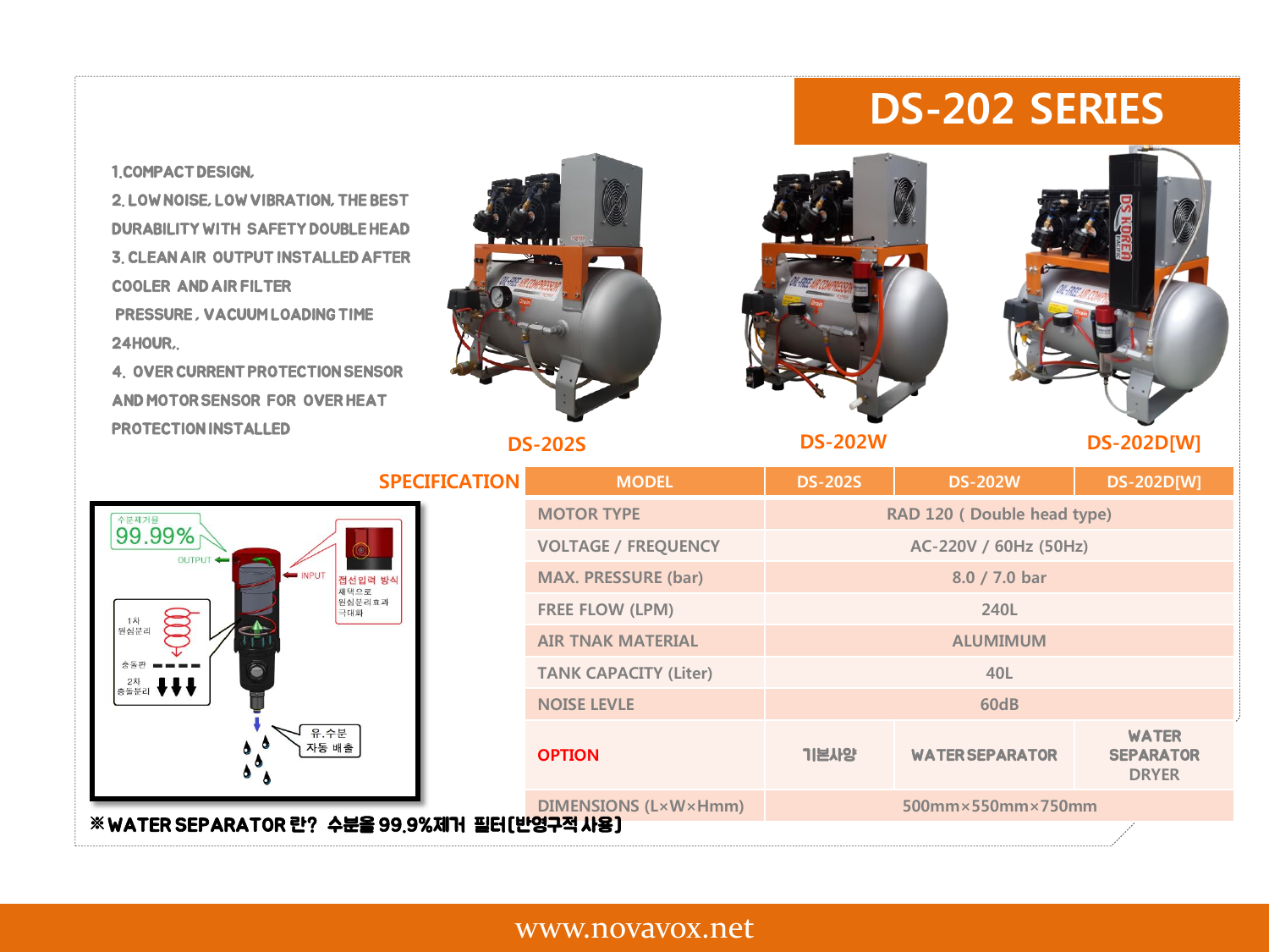# DS-202 SERIES

1. COMPACT DESIGN.
2. LOW NOISE, LOW VIBRATION, THE BEST DURABILITY WITH SAFETY DOUBLE HEAD
3. CLEAN AIR OUTPUT INSTALLED AFTER COOLER AND AIR FILTER
   PRESSURE , VACUUM LOADING TIME 24HOUR..
4. OVER CURRENT PROTECTION SENSOR AND MOTOR SENSOR FOR OVER HEAT PROTECTION INSTALLED

DS-202S　　DS-202W　　DS-202D[W]

## SPECIFICATION

| MODEL | DS-202S | DS-202W | DS-202D[W] |
|---|---|---|---|
| MOTOR TYPE | RAD 120 ( Double head type) | | |
| VOLTAGE / FREQUENCY | AC-220V / 60Hz (50Hz) | | |
| MAX. PRESSURE (bar) | 8.0 / 7.0 bar | | |
| FREE FLOW (LPM) | 240L | | |
| AIR TNAK MATERIAL | ALUMIMUM | | |
| TANK CAPACITY (Liter) | 40L | | |
| NOISE LEVLE | 60dB | | |
| **OPTION** | 기본사양 | WATER SEPARATOR | WATER SEPARATOR DRYER |
| DIMENSIONS (L×W×Hmm) | 500mm×550mm×750mm | | |

수분제거율 99.99%

OUTPUT　INPUT

접선입력 방식 채택으로 원심분리효과 극대화

1차 원심분리

충돌판

2차 충돌분리

유.수분 자동 배출

※ WATER SEPARATOR 란? 수분을 99.9%제거 필터(반영구적 사용)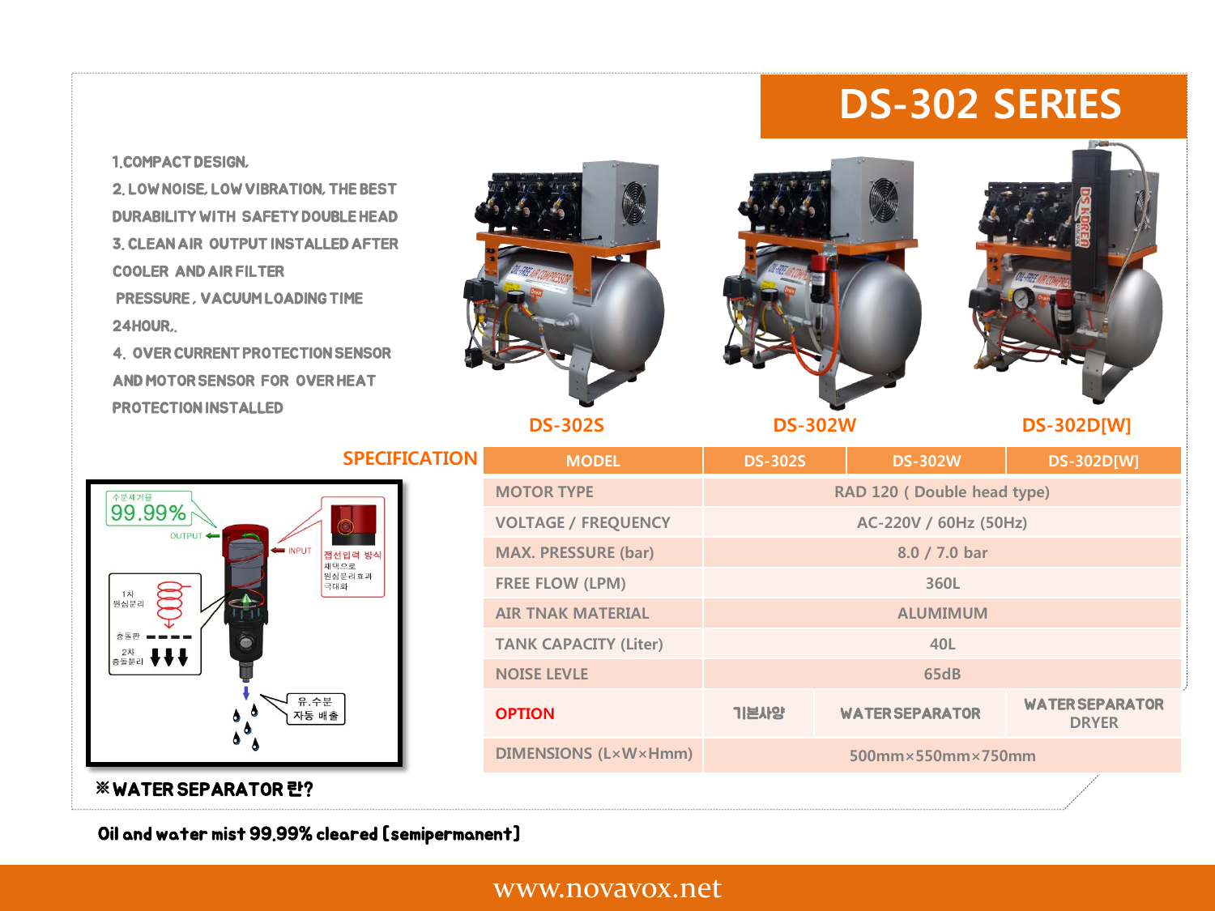# DS-302 SERIES

1. COMPACT DESIGN,
2. LOW NOISE, LOW VIBRATION, THE BEST DURABILITY WITH SAFETY DOUBLE HEAD
3. CLEAN AIR OUTPUT INSTALLED AFTER COOLER AND AIR FILTER
   PRESSURE, VACUUM LOADING TIME 24HOUR,.
4. OVER CURRENT PROTECTION SENSOR AND MOTOR SENSOR FOR OVER HEAT PROTECTION INSTALLED

DS-302S　　DS-302W　　DS-302D[W]

## SPECIFICATION

| MODEL | DS-302S | DS-302W | DS-302D[W] |
|---|---|---|---|
| MOTOR TYPE | RAD 120 ( Double head type) | | |
| VOLTAGE / FREQUENCY | AC-220V / 60Hz (50Hz) | | |
| MAX. PRESSURE (bar) | 8.0 / 7.0 bar | | |
| FREE FLOW (LPM) | 360L | | |
| AIR TNAK MATERIAL | ALUMIMUM | | |
| TANK CAPACITY (Liter) | 40L | | |
| NOISE LEVLE | 65dB | | |
| OPTION | 기본사양 | WATER SEPARATOR | WATER SEPARATOR DRYER |
| DIMENSIONS (L×W×Hmm) | 500mm×550mm×750mm | | |

수분제거율 99.99%

OUTPUT　INPUT

접선입력 방식 채택으로 원심분리효과 극대화

1차 원심분리

충돌판

2차 충돌분리

유.수분 자동 배출

※ WATER SEPARATOR 란?

Oil and water mist 99.99% cleared [semipermanent]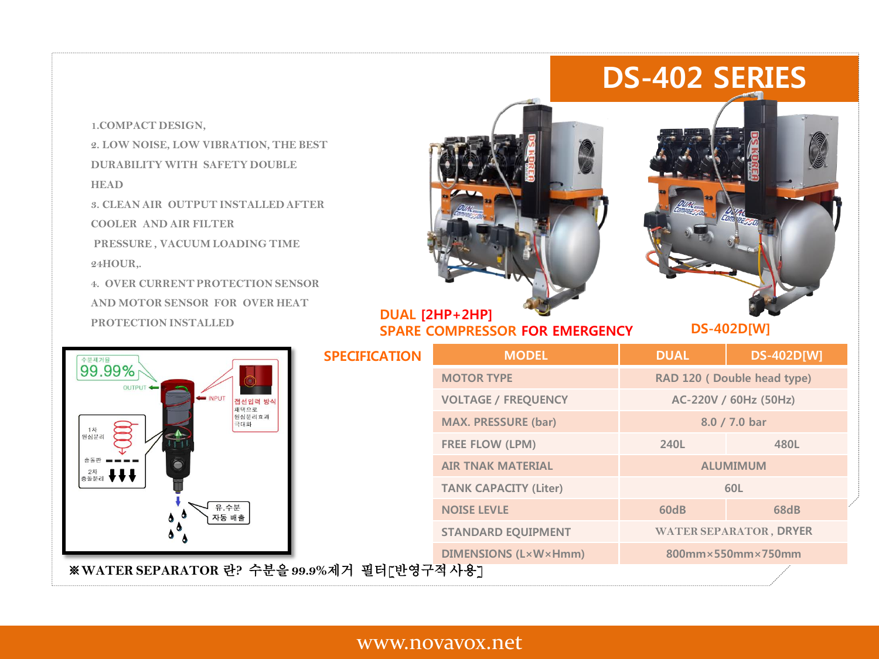# DS-402 SERIES

1.COMPACT DESIGN,

2. LOW NOISE, LOW VIBRATION, THE BEST DURABILITY WITH SAFETY DOUBLE HEAD

3. CLEAN AIR OUTPUT INSTALLED AFTER COOLER AND AIR FILTER PRESSURE , VACUUM LOADING TIME 24HOUR,.

4. OVER CURRENT PROTECTION SENSOR AND MOTOR SENSOR FOR OVER HEAT PROTECTION INSTALLED

DUAL [2HP+2HP]
SPARE COMPRESSOR FOR EMERGENCY

DS-402D[W]

## SPECIFICATION

| MODEL | DUAL | DS-402D[W] |
|---|---|---|
| MOTOR TYPE | RAD 120 ( Double head type) | |
| VOLTAGE / FREQUENCY | AC-220V / 60Hz (50Hz) | |
| MAX. PRESSURE (bar) | 8.0 / 7.0 bar | |
| FREE FLOW (LPM) | 240L | 480L |
| AIR TNAK MATERIAL | ALUMIMUM | |
| TANK CAPACITY (Liter) | 60L | |
| NOISE LEVLE | 60dB | 68dB |
| STANDARD EQUIPMENT | WATER SEPARATOR , DRYER | |
| DIMENSIONS (L×W×Hmm) | 800mm×550mm×750mm | |

수분제거율 99.99%

OUTPUT / INPUT

접선입력 방식 채택으로 원심분리효과 극대화

1차 원심분리

충돌판

2차 충돌분리

유.수분 자동 배출

※WATER SEPARATOR 란? 수분을 99.9%제거 필터[반영구적 사용]

www.novavox.net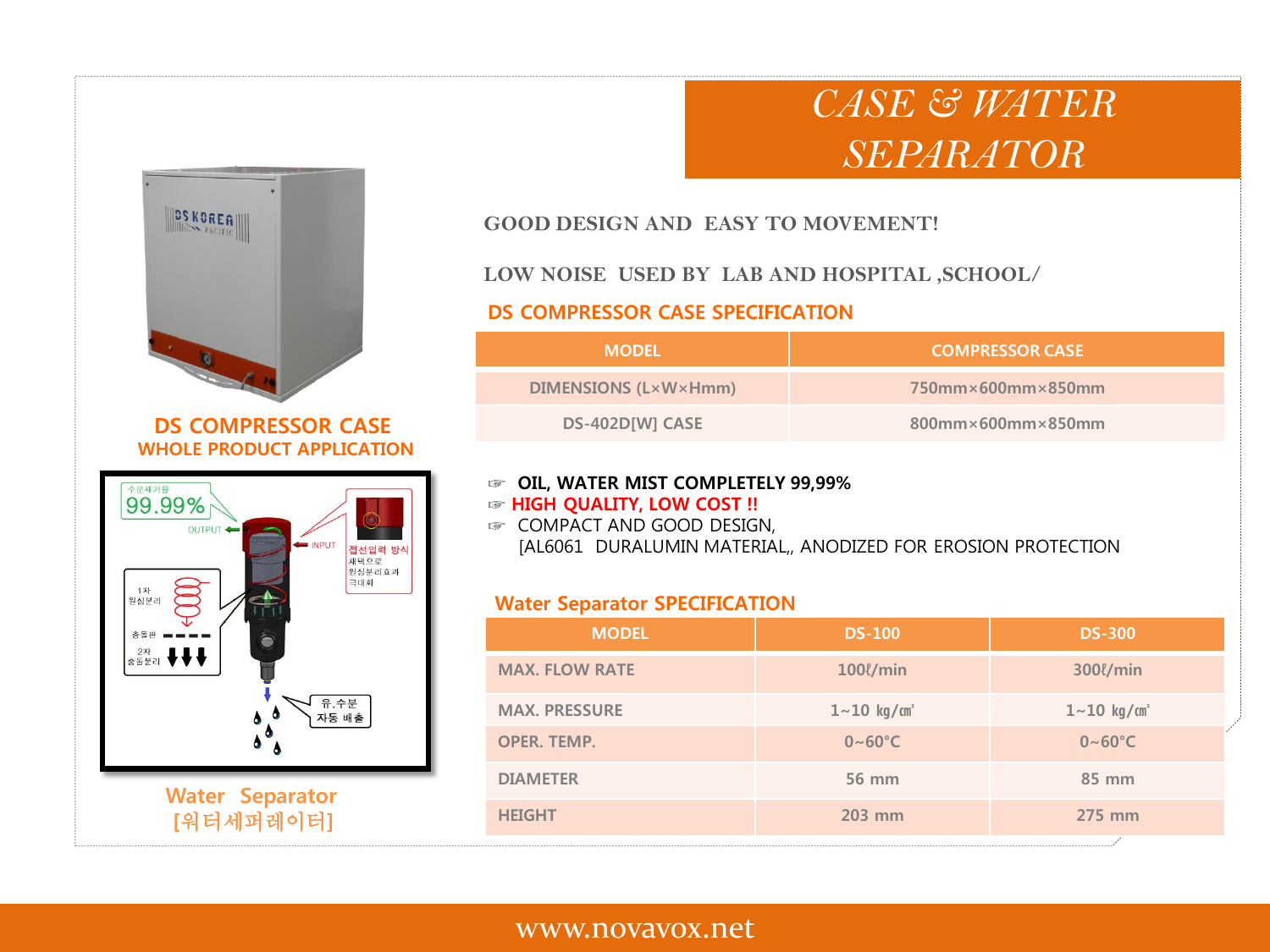# CASE & WATER SEPARATOR

DS COMPRESSOR CASE
WHOLE PRODUCT APPLICATION

GOOD DESIGN AND EASY TO MOVEMENT!

LOW NOISE USED BY LAB AND HOSPITAL ,SCHOOL/

## DS COMPRESSOR CASE SPECIFICATION

| MODEL | COMPRESSOR CASE |
|---|---|
| DIMENSIONS (L×W×Hmm) | 750mm×600mm×850mm |
| DS-402D[W] CASE | 800mm×600mm×850mm |

- ☞ **OIL, WATER MIST COMPLETELY 99,99%**
- ☞ **HIGH QUALITY, LOW COST !!**
- ☞ COMPACT AND GOOD DESIGN,
  [AL6061 DURALUMIN MATERIAL,, ANODIZED FOR EROSION PROTECTION

## Water Separator SPECIFICATION

| MODEL | DS-100 | DS-300 |
|---|---|---|
| MAX. FLOW RATE | 100ℓ/min | 300ℓ/min |
| MAX. PRESSURE | 1~10 ㎏/㎠ | 1~10 ㎏/㎠ |
| OPER. TEMP. | 0~60°C | 0~60°C |
| DIAMETER | 56 mm | 85 mm |
| HEIGHT | 203 mm | 275 mm |

Water Separator
[워터세퍼레이터]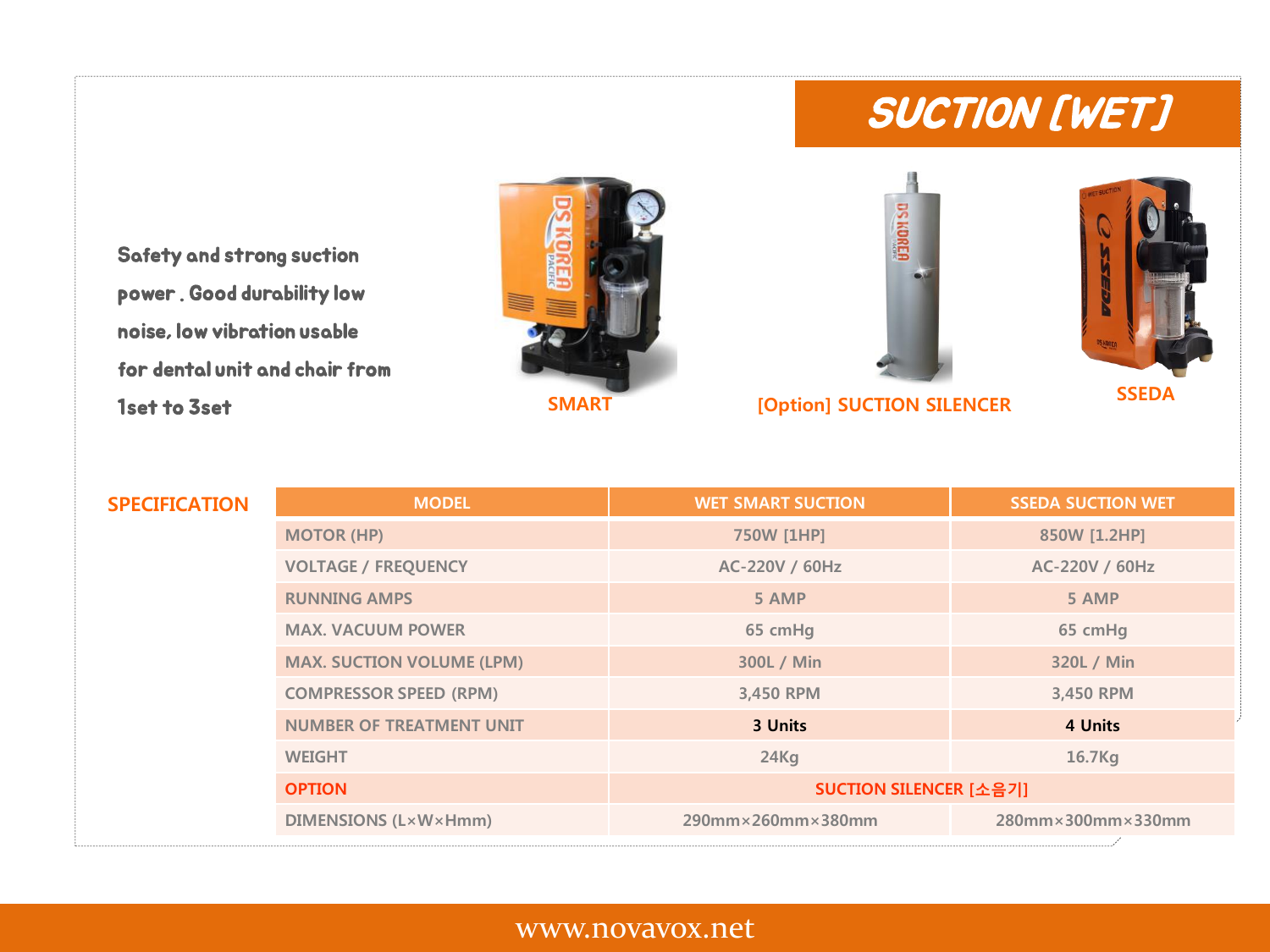# SUCTION [WET]

Safety and strong suction power . Good durability low noise, low vibration usable for dental unit and chair from 1set to 3set

SMART

[Option] SUCTION SILENCER

SSEDA

## SPECIFICATION

| MODEL | WET SMART SUCTION | SSEDA SUCTION WET |
|---|---|---|
| MOTOR (HP) | 750W [1HP] | 850W [1.2HP] |
| VOLTAGE / FREQUENCY | AC-220V / 60Hz | AC-220V / 60Hz |
| RUNNING AMPS | 5 AMP | 5 AMP |
| MAX. VACUUM POWER | 65 cmHg | 65 cmHg |
| MAX. SUCTION VOLUME (LPM) | 300L / Min | 320L / Min |
| COMPRESSOR SPEED (RPM) | 3,450 RPM | 3,450 RPM |
| NUMBER OF TREATMENT UNIT | **3 Units** | **4 Units** |
| WEIGHT | 24Kg | 16.7Kg |
| OPTION | SUCTION SILENCER [소음기] | |
| DIMENSIONS (L×W×Hmm) | 290mm×260mm×380mm | 280mm×300mm×330mm |

www.novavox.net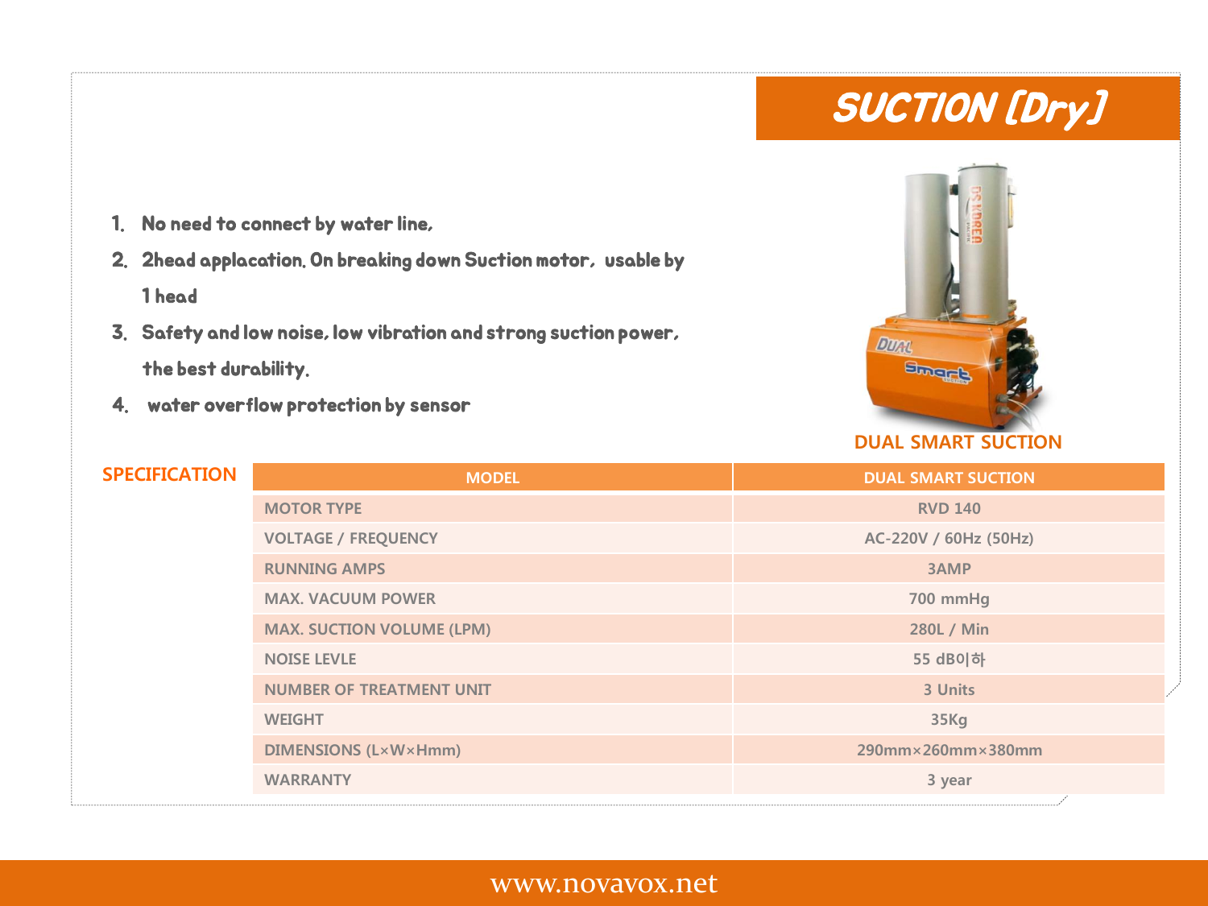# SUCTION [Dry]

1. No need to connect by water line,
2. 2head applacation. On breaking down Suction motor, usable by 1 head
3. Safety and low noise, low vibration and strong suction power, the best durability.
4. water overflow protection by sensor

DUAL SMART SUCTION

## SPECIFICATION

| MODEL | DUAL SMART SUCTION |
|---|---|
| MOTOR TYPE | RVD 140 |
| VOLTAGE / FREQUENCY | AC-220V / 60Hz (50Hz) |
| RUNNING AMPS | 3AMP |
| MAX. VACUUM POWER | 700 mmHg |
| MAX. SUCTION VOLUME (LPM) | 280L / Min |
| NOISE LEVLE | 55 dB이하 |
| NUMBER OF TREATMENT UNIT | 3 Units |
| WEIGHT | 35Kg |
| DIMENSIONS (L×W×Hmm) | 290mm×260mm×380mm |
| WARRANTY | 3 year |

www.novavox.net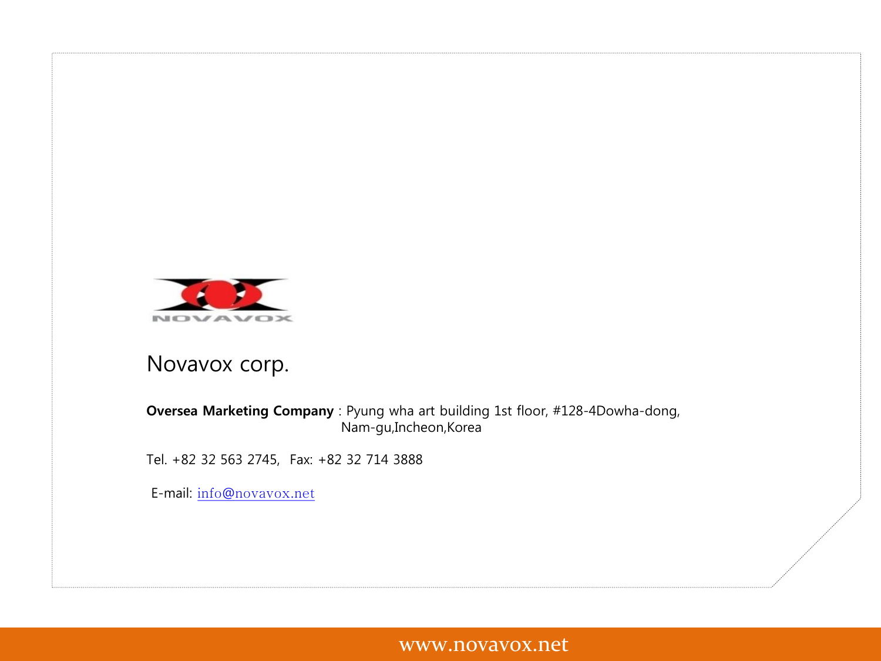NOVAVOX

Novavox corp.

**Oversea Marketing Company** : Pyung wha art building 1st floor, #128-4Dowha-dong, Nam-gu,Incheon,Korea

Tel. +82 32 563 2745,  Fax: +82 32 714 3888

E-mail: info@novavox.net

www.novavox.net